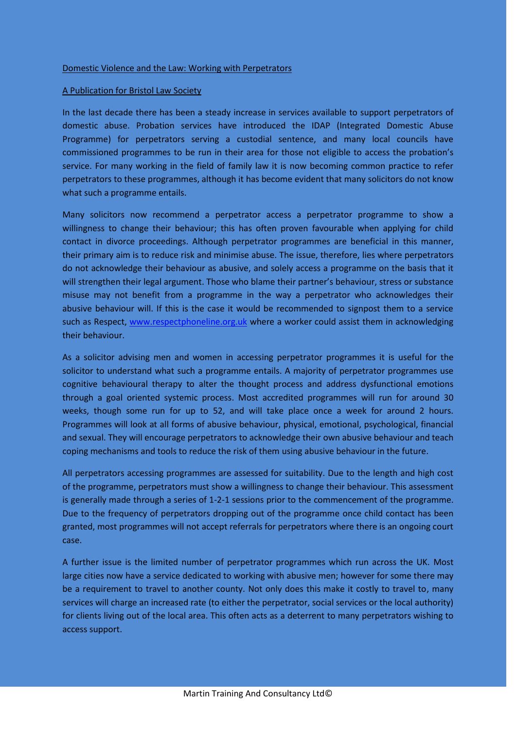Domestic Violence and the Law: Working with Perpetrators

A Publication for Bristol Law Society

In the last decade there has been a steady increase in services available to support perpetrators of domestic abuse. Probation services have introduced the IDAP (Integrated Domestic Abuse Programme) for perpetrators serving a custodial sentence, and many local councils have commissioned programmes to be run in their area for those not eligible to access the probation's service. For many working in the field of family law it is now becoming common practice to refer perpetrators to these programmes, although it has become evident that many solicitors do not know what such a programme entails.

Many solicitors now recommend a perpetrator access a perpetrator programme to show a willingness to change their behaviour; this has often proven favourable when applying for child contact in divorce proceedings. Although perpetrator programmes are beneficial in this manner, their primary aim is to reduce risk and minimise abuse. The issue, therefore, lies where perpetrators do not acknowledge their behaviour as abusive, and solely access a programme on the basis that it will strengthen their legal argument. Those who blame their partner's behaviour, stress or substance misuse may not benefit from a programme in the way a perpetrator who acknowledges their abusive behaviour will. If this is the case it would be recommended to signpost them to a service such as Respect, www.respectphoneline.org.uk where a worker could assist them in acknowledging their behaviour.

As a solicitor advising men and women in accessing perpetrator programmes it is useful for the solicitor to understand what such a programme entails. A majority of perpetrator programmes use cognitive behavioural therapy to alter the thought process and address dysfunctional emotions through a goal oriented systemic process. Most accredited programmes will run for around 30 weeks, though some run for up to 52, and will take place once a week for around 2 hours. Programmes will look at all forms of abusive behaviour, physical, emotional, psychological, financial and sexual. They will encourage perpetrators to acknowledge their own abusive behaviour and teach coping mechanisms and tools to reduce the risk of them using abusive behaviour in the future.

All perpetrators accessing programmes are assessed for suitability. Due to the length and high cost of the programme, perpetrators must show a willingness to change their behaviour. This assessment is generally made through a series of 1-2-1 sessions prior to the commencement of the programme. Due to the frequency of perpetrators dropping out of the programme once child contact has been granted, most programmes will not accept referrals for perpetrators where there is an ongoing court case.

A further issue is the limited number of perpetrator programmes which run across the UK. Most large cities now have a service dedicated to working with abusive men; however for some there may be a requirement to travel to another county. Not only does this make it costly to travel to, many services will charge an increased rate (to either the perpetrator, social services or the local authority) for clients living out of the local area. This often acts as a deterrent to many perpetrators wishing to access support.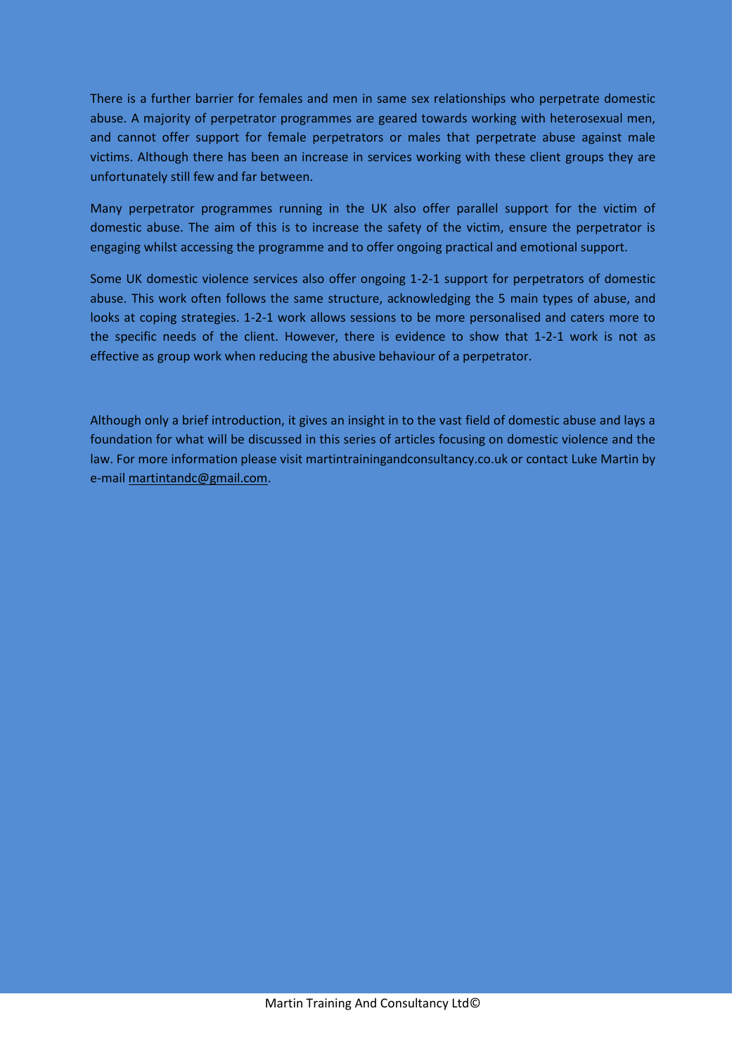There is a further barrier for females and men in same sex relationships who perpetrate domestic abuse. A majority of perpetrator programmes are geared towards working with heterosexual men, and cannot offer support for female perpetrators or males that perpetrate abuse against male victims. Although there has been an increase in services working with these client groups they are unfortunately still few and far between.

Many perpetrator programmes running in the UK also offer parallel support for the victim of domestic abuse. The aim of this is to increase the safety of the victim, ensure the perpetrator is engaging whilst accessing the programme and to offer ongoing practical and emotional support.

Some UK domestic violence services also offer ongoing 1-2-1 support for perpetrators of domestic abuse. This work often follows the same structure, acknowledging the 5 main types of abuse, and looks at coping strategies. 1-2-1 work allows sessions to be more personalised and caters more to the specific needs of the client. However, there is evidence to show that 1-2-1 work is not as effective as group work when reducing the abusive behaviour of a perpetrator.

Although only a brief introduction, it gives an insight in to the vast field of domestic abuse and lays a foundation for what will be discussed in this series of articles focusing on domestic violence and the law. For more information please visit martintrainingandconsultancy.co.uk or contact Luke Martin by e-mail martintandc@gmail.com.